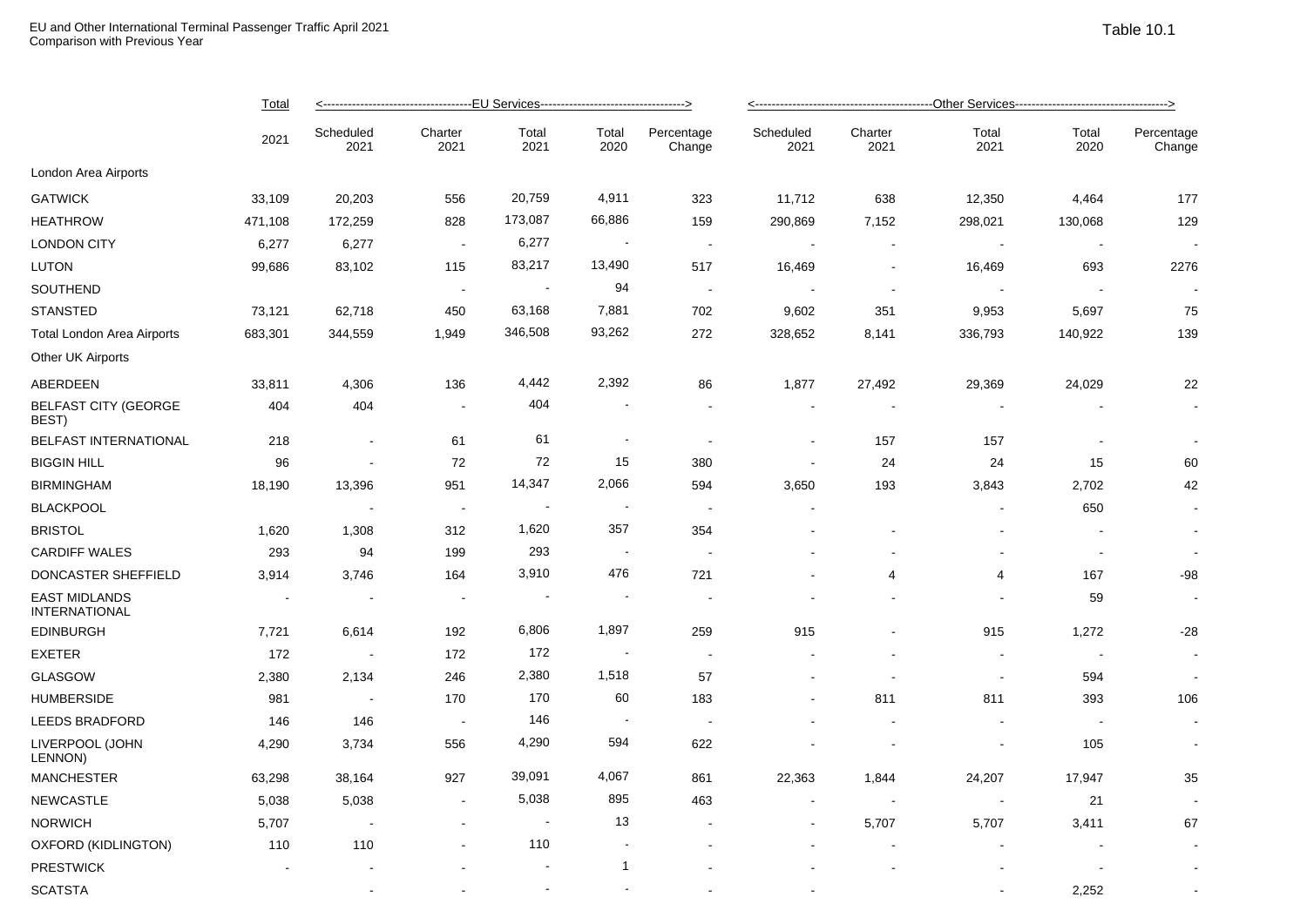EU and Other International Terminal Passenger Traffic April 2021
Comparison with Previous Year

Table 10.1

| | Total | <---EU Services---> | | | | | <---Other Services---> | | | | |
|---|---|---|---|---|---|---|---|---|---|---|---|
| | 2021 | Scheduled 2021 | Charter 2021 | Total 2021 | Total 2020 | Percentage Change | Scheduled 2021 | Charter 2021 | Total 2021 | Total 2020 | Percentage Change |
| London Area Airports | | | | | | | | | | | |
| GATWICK | 33,109 | 20,203 | 556 | 20,759 | 4,911 | 323 | 11,712 | 638 | 12,350 | 4,464 | 177 |
| HEATHROW | 471,108 | 172,259 | 828 | 173,087 | 66,886 | 159 | 290,869 | 7,152 | 298,021 | 130,068 | 129 |
| LONDON CITY | 6,277 | 6,277 | - | 6,277 | - | - | - | - | - | - | - |
| LUTON | 99,686 | 83,102 | 115 | 83,217 | 13,490 | 517 | 16,469 | - | 16,469 | 693 | 2276 |
| SOUTHEND | | | - | - | 94 | - | - | - | - | - | - |
| STANSTED | 73,121 | 62,718 | 450 | 63,168 | 7,881 | 702 | 9,602 | 351 | 9,953 | 5,697 | 75 |
| Total London Area Airports | 683,301 | 344,559 | 1,949 | 346,508 | 93,262 | 272 | 328,652 | 8,141 | 336,793 | 140,922 | 139 |
| Other UK Airports | | | | | | | | | | | |
| ABERDEEN | 33,811 | 4,306 | 136 | 4,442 | 2,392 | 86 | 1,877 | 27,492 | 29,369 | 24,029 | 22 |
| BELFAST CITY (GEORGE BEST) | 404 | 404 | - | 404 | - | - | - | - | - | - | - |
| BELFAST INTERNATIONAL | 218 | - | 61 | 61 | - | - | - | 157 | 157 | - | - |
| BIGGIN HILL | 96 | - | 72 | 72 | 15 | 380 | - | 24 | 24 | 15 | 60 |
| BIRMINGHAM | 18,190 | 13,396 | 951 | 14,347 | 2,066 | 594 | 3,650 | 193 | 3,843 | 2,702 | 42 |
| BLACKPOOL | - | - | - | - | - | - | - | | - | 650 | - |
| BRISTOL | 1,620 | 1,308 | 312 | 1,620 | 357 | 354 | - | - | - | - | - |
| CARDIFF WALES | 293 | 94 | 199 | 293 | - | - | - | - | - | - | - |
| DONCASTER SHEFFIELD | 3,914 | 3,746 | 164 | 3,910 | 476 | 721 | - | 4 | 4 | 167 | -98 |
| EAST MIDLANDS INTERNATIONAL | - | - | - | - | - | - | - | - | - | 59 | - |
| EDINBURGH | 7,721 | 6,614 | 192 | 6,806 | 1,897 | 259 | 915 | - | 915 | 1,272 | -28 |
| EXETER | 172 | - | 172 | 172 | - | - | - | - | - | - | - |
| GLASGOW | 2,380 | 2,134 | 246 | 2,380 | 1,518 | 57 | - | - | - | 594 | - |
| HUMBERSIDE | 981 | - | 170 | 170 | 60 | 183 | - | 811 | 811 | 393 | 106 |
| LEEDS BRADFORD | 146 | 146 | - | 146 | - | - | - | - | - | - | - |
| LIVERPOOL (JOHN LENNON) | 4,290 | 3,734 | 556 | 4,290 | 594 | 622 | - | - | - | 105 | - |
| MANCHESTER | 63,298 | 38,164 | 927 | 39,091 | 4,067 | 861 | 22,363 | 1,844 | 24,207 | 17,947 | 35 |
| NEWCASTLE | 5,038 | 5,038 | - | 5,038 | 895 | 463 | - | - | - | 21 | - |
| NORWICH | 5,707 | - | - | - | 13 | - | - | 5,707 | 5,707 | 3,411 | 67 |
| OXFORD (KIDLINGTON) | 110 | 110 | - | 110 | - | - | - | - | - | - | - |
| PRESTWICK | - | - | - | - | 1 | - | - | - | - | - | - |
| SCATSTA | | - | - | - | - | - | - | | - | 2,252 | - |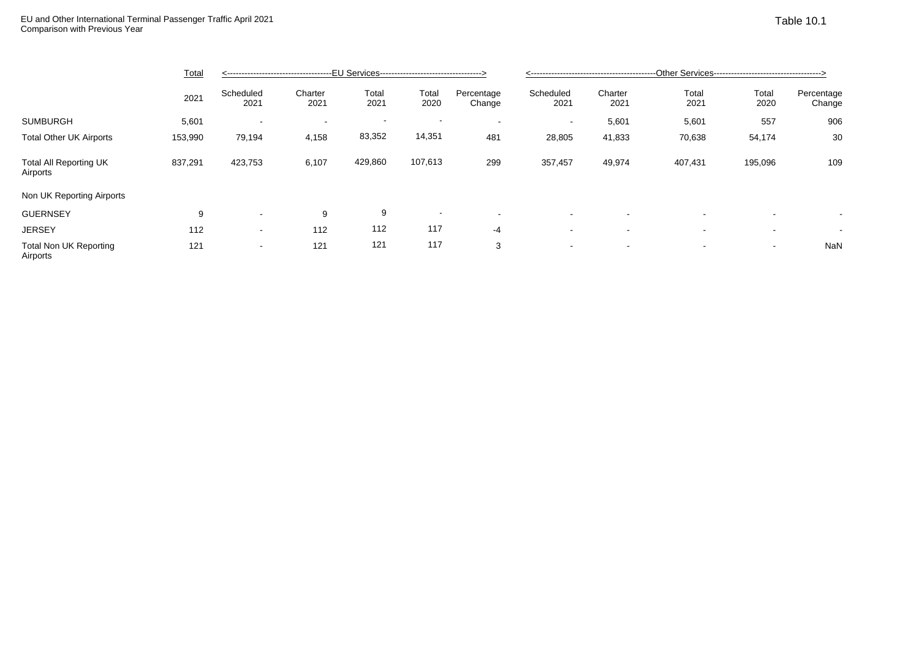EU and Other International Terminal Passenger Traffic April 2021
Comparison with Previous Year

Table 10.1

| | Total | EU Services | | | | | Other Services | | | | |
|---|---|---|---|---|---|---|---|---|---|---|---|
| | 2021 | Scheduled 2021 | Charter 2021 | Total 2021 | Total 2020 | Percentage Change | Scheduled 2021 | Charter 2021 | Total 2021 | Total 2020 | Percentage Change |
| SUMBURGH | 5,601 | - | - | - | - | - | - | 5,601 | 5,601 | 557 | 906 |
| Total Other UK Airports | 153,990 | 79,194 | 4,158 | 83,352 | 14,351 | 481 | 28,805 | 41,833 | 70,638 | 54,174 | 30 |
| Total All Reporting UK Airports | 837,291 | 423,753 | 6,107 | 429,860 | 107,613 | 299 | 357,457 | 49,974 | 407,431 | 195,096 | 109 |
| Non UK Reporting Airports | | | | | | | | | | | |
| GUERNSEY | 9 | - | 9 | 9 | - | - | - | - | - | - | - |
| JERSEY | 112 | - | 112 | 112 | 117 | -4 | - | - | - | - | - |
| Total Non UK Reporting Airports | 121 | - | 121 | 121 | 117 | 3 | - | - | - | - | NaN |